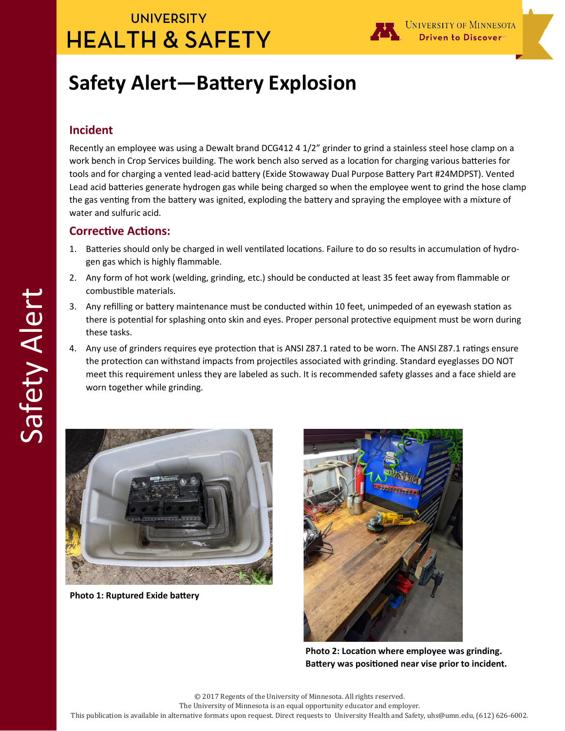# Safety Alert—Battery Explosion

## Incident

Recently an employee was using a Dewalt brand DCG412 4 1/2" grinder to grind a stainless steel hose clamp on a work bench in Crop Services building. The work bench also served as a location for charging various batteries for tools and for charging a vented lead-acid battery (Exide Stowaway Dual Purpose Battery Part #24MDPST). Vented Lead acid batteries generate hydrogen gas while being charged so when the employee went to grind the hose clamp the gas venting from the battery was ignited, exploding the battery and spraying the employee with a mixture of water and sulfuric acid.

## Corrective Actions:

1. Batteries should only be charged in well ventilated locations. Failure to do so results in accumulation of hydrogen gas which is highly flammable.
2. Any form of hot work (welding, grinding, etc.) should be conducted at least 35 feet away from flammable or combustible materials.
3. Any refilling or battery maintenance must be conducted within 10 feet, unimpeded of an eyewash station as there is potential for splashing onto skin and eyes. Proper personal protective equipment must be worn during these tasks.
4. Any use of grinders requires eye protection that is ANSI Z87.1 rated to be worn. The ANSI Z87.1 ratings ensure the protection can withstand impacts from projectiles associated with grinding. Standard eyeglasses DO NOT meet this requirement unless they are labeled as such. It is recommended safety glasses and a face shield are worn together while grinding.

**Photo 1: Ruptured Exide battery**

**Photo 2: Location where employee was grinding. Battery was positioned near vise prior to incident.**

© 2017 Regents of the University of Minnesota. All rights reserved.
The University of Minnesota is an equal opportunity educator and employer.
This publication is available in alternative formats upon request. Direct requests to University Health and Safety, uhs@umn.edu, (612) 626-6002.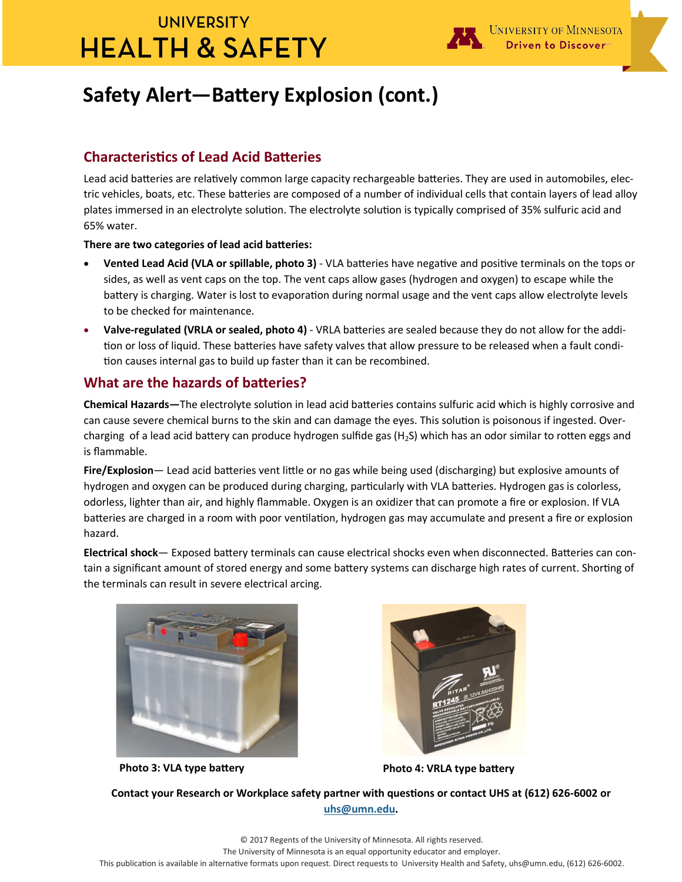# Safety Alert—Battery Explosion (cont.)

## Characteristics of Lead Acid Batteries

Lead acid batteries are relatively common large capacity rechargeable batteries. They are used in automobiles, electric vehicles, boats, etc. These batteries are composed of a number of individual cells that contain layers of lead alloy plates immersed in an electrolyte solution. The electrolyte solution is typically comprised of 35% sulfuric acid and 65% water.

**There are two categories of lead acid batteries:**

- **Vented Lead Acid (VLA or spillable, photo 3)** - VLA batteries have negative and positive terminals on the tops or sides, as well as vent caps on the top. The vent caps allow gases (hydrogen and oxygen) to escape while the battery is charging. Water is lost to evaporation during normal usage and the vent caps allow electrolyte levels to be checked for maintenance.
- **Valve-regulated (VRLA or sealed, photo 4)** - VRLA batteries are sealed because they do not allow for the addition or loss of liquid. These batteries have safety valves that allow pressure to be released when a fault condition causes internal gas to build up faster than it can be recombined.

## What are the hazards of batteries?

**Chemical Hazards—**The electrolyte solution in lead acid batteries contains sulfuric acid which is highly corrosive and can cause severe chemical burns to the skin and can damage the eyes. This solution is poisonous if ingested. Overcharging of a lead acid battery can produce hydrogen sulfide gas ($H_2S$) which has an odor similar to rotten eggs and is flammable.

**Fire/Explosion**— Lead acid batteries vent little or no gas while being used (discharging) but explosive amounts of hydrogen and oxygen can be produced during charging, particularly with VLA batteries. Hydrogen gas is colorless, odorless, lighter than air, and highly flammable. Oxygen is an oxidizer that can promote a fire or explosion. If VLA batteries are charged in a room with poor ventilation, hydrogen gas may accumulate and present a fire or explosion hazard.

**Electrical shock**— Exposed battery terminals can cause electrical shocks even when disconnected. Batteries can contain a significant amount of stored energy and some battery systems can discharge high rates of current. Shorting of the terminals can result in severe electrical arcing.

**Photo 3: VLA type battery**

**Photo 4: VRLA type battery**

**Contact your Research or Workplace safety partner with questions or contact UHS at (612) 626-6002 or [uhs@umn.edu](mailto:uhs@umn.edu).**

© 2017 Regents of the University of Minnesota. All rights reserved.
The University of Minnesota is an equal opportunity educator and employer.
This publication is available in alternative formats upon request. Direct requests to University Health and Safety, uhs@umn.edu, (612) 626-6002.